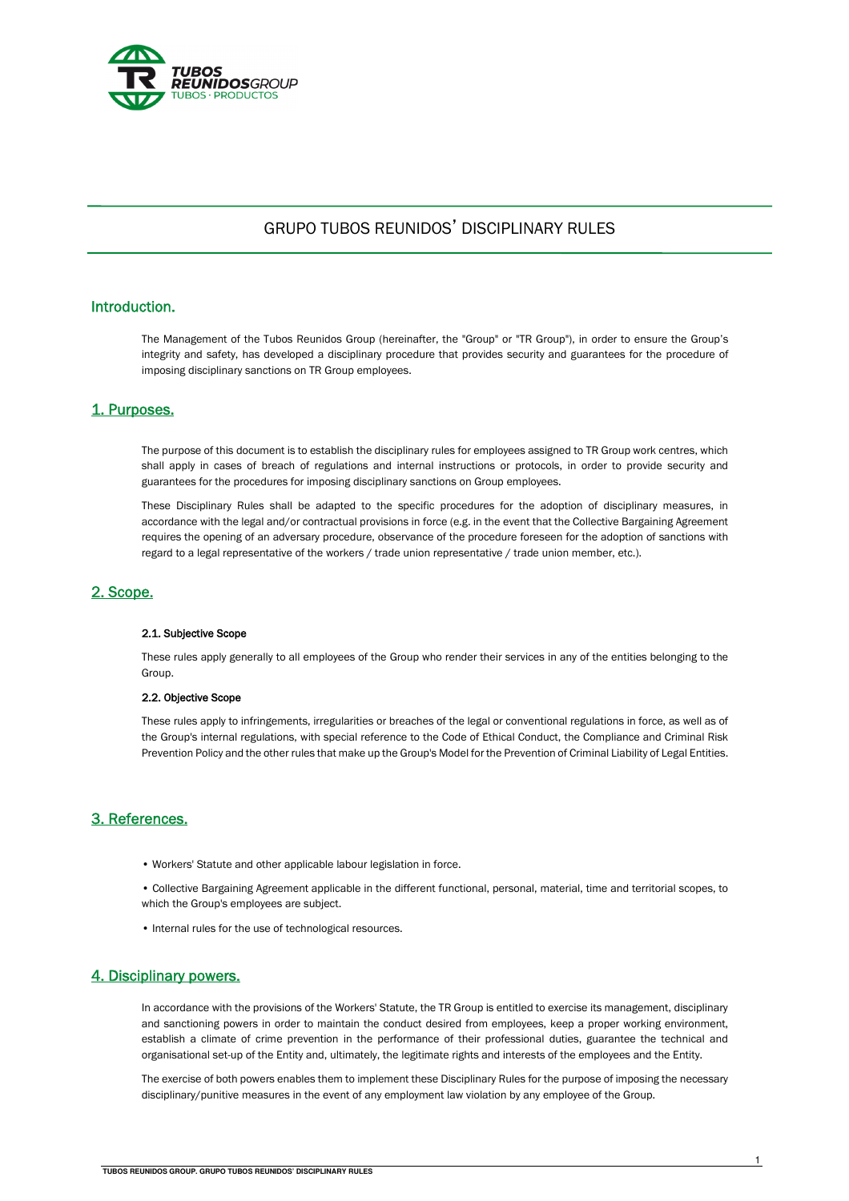# GRUPO TUBOS REUNIDOS' DISCIPLINARY RULES

## Introduction.

The Management of the Tubos Reunidos Group (hereinafter, the "Group" or "TR Group"), in order to ensure the Group's integrity and safety, has developed a disciplinary procedure that provides security and guarantees for the procedure of imposing disciplinary sanctions on TR Group employees.

## 1. Purposes.

The purpose of this document is to establish the disciplinary rules for employees assigned to TR Group work centres, which shall apply in cases of breach of regulations and internal instructions or protocols, in order to provide security and guarantees for the procedures for imposing disciplinary sanctions on Group employees.

These Disciplinary Rules shall be adapted to the specific procedures for the adoption of disciplinary measures, in accordance with the legal and/or contractual provisions in force (e.g. in the event that the Collective Bargaining Agreement requires the opening of an adversary procedure, observance of the procedure foreseen for the adoption of sanctions with regard to a legal representative of the workers / trade union representative / trade union member, etc.).

## 2. Scope.

**2.1. Subjective Scope**

These rules apply generally to all employees of the Group who render their services in any of the entities belonging to the Group.

**2.2. Objective Scope**

These rules apply to infringements, irregularities or breaches of the legal or conventional regulations in force, as well as of the Group's internal regulations, with special reference to the Code of Ethical Conduct, the Compliance and Criminal Risk Prevention Policy and the other rules that make up the Group's Model for the Prevention of Criminal Liability of Legal Entities.

## 3. References.

- Workers' Statute and other applicable labour legislation in force.
- Collective Bargaining Agreement applicable in the different functional, personal, material, time and territorial scopes, to which the Group's employees are subject.
- Internal rules for the use of technological resources.

## 4. Disciplinary powers.

In accordance with the provisions of the Workers' Statute, the TR Group is entitled to exercise its management, disciplinary and sanctioning powers in order to maintain the conduct desired from employees, keep a proper working environment, establish a climate of crime prevention in the performance of their professional duties, guarantee the technical and organisational set-up of the Entity and, ultimately, the legitimate rights and interests of the employees and the Entity.

The exercise of both powers enables them to implement these Disciplinary Rules for the purpose of imposing the necessary disciplinary/punitive measures in the event of any employment law violation by any employee of the Group.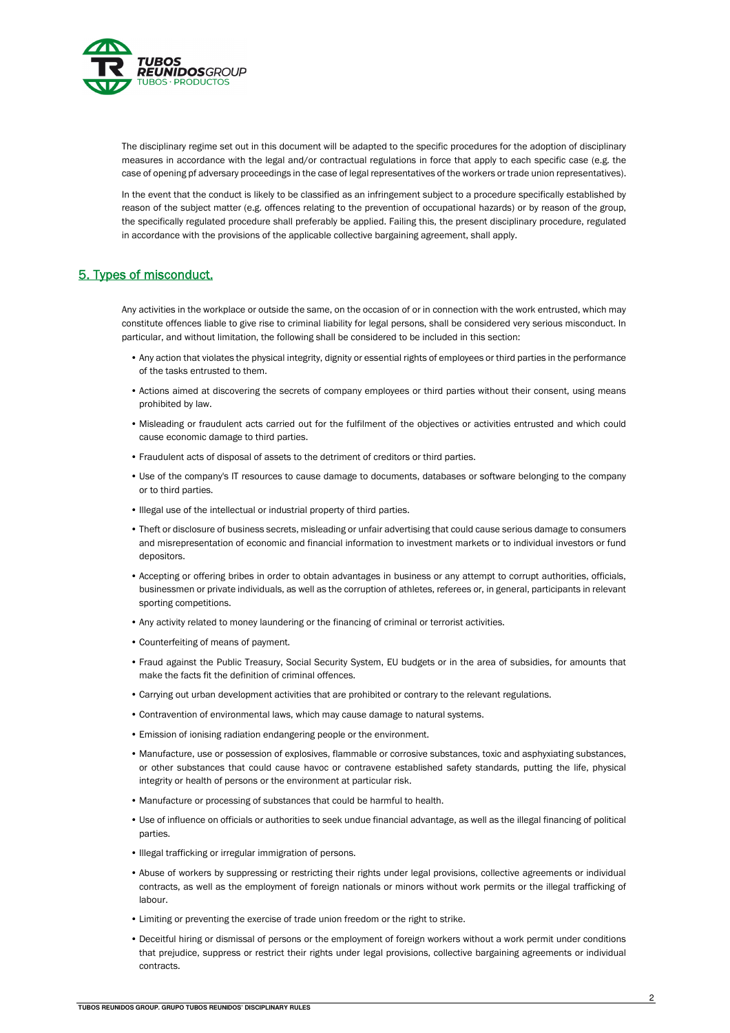The disciplinary regime set out in this document will be adapted to the specific procedures for the adoption of disciplinary measures in accordance with the legal and/or contractual regulations in force that apply to each specific case (e.g. the case of opening pf adversary proceedings in the case of legal representatives of the workers or trade union representatives).

In the event that the conduct is likely to be classified as an infringement subject to a procedure specifically established by reason of the subject matter (e.g. offences relating to the prevention of occupational hazards) or by reason of the group, the specifically regulated procedure shall preferably be applied. Failing this, the present disciplinary procedure, regulated in accordance with the provisions of the applicable collective bargaining agreement, shall apply.

## 5. Types of misconduct.

Any activities in the workplace or outside the same, on the occasion of or in connection with the work entrusted, which may constitute offences liable to give rise to criminal liability for legal persons, shall be considered very serious misconduct. In particular, and without limitation, the following shall be considered to be included in this section:

- Any action that violates the physical integrity, dignity or essential rights of employees or third parties in the performance of the tasks entrusted to them.
- Actions aimed at discovering the secrets of company employees or third parties without their consent, using means prohibited by law.
- Misleading or fraudulent acts carried out for the fulfilment of the objectives or activities entrusted and which could cause economic damage to third parties.
- Fraudulent acts of disposal of assets to the detriment of creditors or third parties.
- Use of the company's IT resources to cause damage to documents, databases or software belonging to the company or to third parties.
- Illegal use of the intellectual or industrial property of third parties.
- Theft or disclosure of business secrets, misleading or unfair advertising that could cause serious damage to consumers and misrepresentation of economic and financial information to investment markets or to individual investors or fund depositors.
- Accepting or offering bribes in order to obtain advantages in business or any attempt to corrupt authorities, officials, businessmen or private individuals, as well as the corruption of athletes, referees or, in general, participants in relevant sporting competitions.
- Any activity related to money laundering or the financing of criminal or terrorist activities.
- Counterfeiting of means of payment.
- Fraud against the Public Treasury, Social Security System, EU budgets or in the area of subsidies, for amounts that make the facts fit the definition of criminal offences.
- Carrying out urban development activities that are prohibited or contrary to the relevant regulations.
- Contravention of environmental laws, which may cause damage to natural systems.
- Emission of ionising radiation endangering people or the environment.
- Manufacture, use or possession of explosives, flammable or corrosive substances, toxic and asphyxiating substances, or other substances that could cause havoc or contravene established safety standards, putting the life, physical integrity or health of persons or the environment at particular risk.
- Manufacture or processing of substances that could be harmful to health.
- Use of influence on officials or authorities to seek undue financial advantage, as well as the illegal financing of political parties.
- Illegal trafficking or irregular immigration of persons.
- Abuse of workers by suppressing or restricting their rights under legal provisions, collective agreements or individual contracts, as well as the employment of foreign nationals or minors without work permits or the illegal trafficking of labour.
- Limiting or preventing the exercise of trade union freedom or the right to strike.
- Deceitful hiring or dismissal of persons or the employment of foreign workers without a work permit under conditions that prejudice, suppress or restrict their rights under legal provisions, collective bargaining agreements or individual contracts.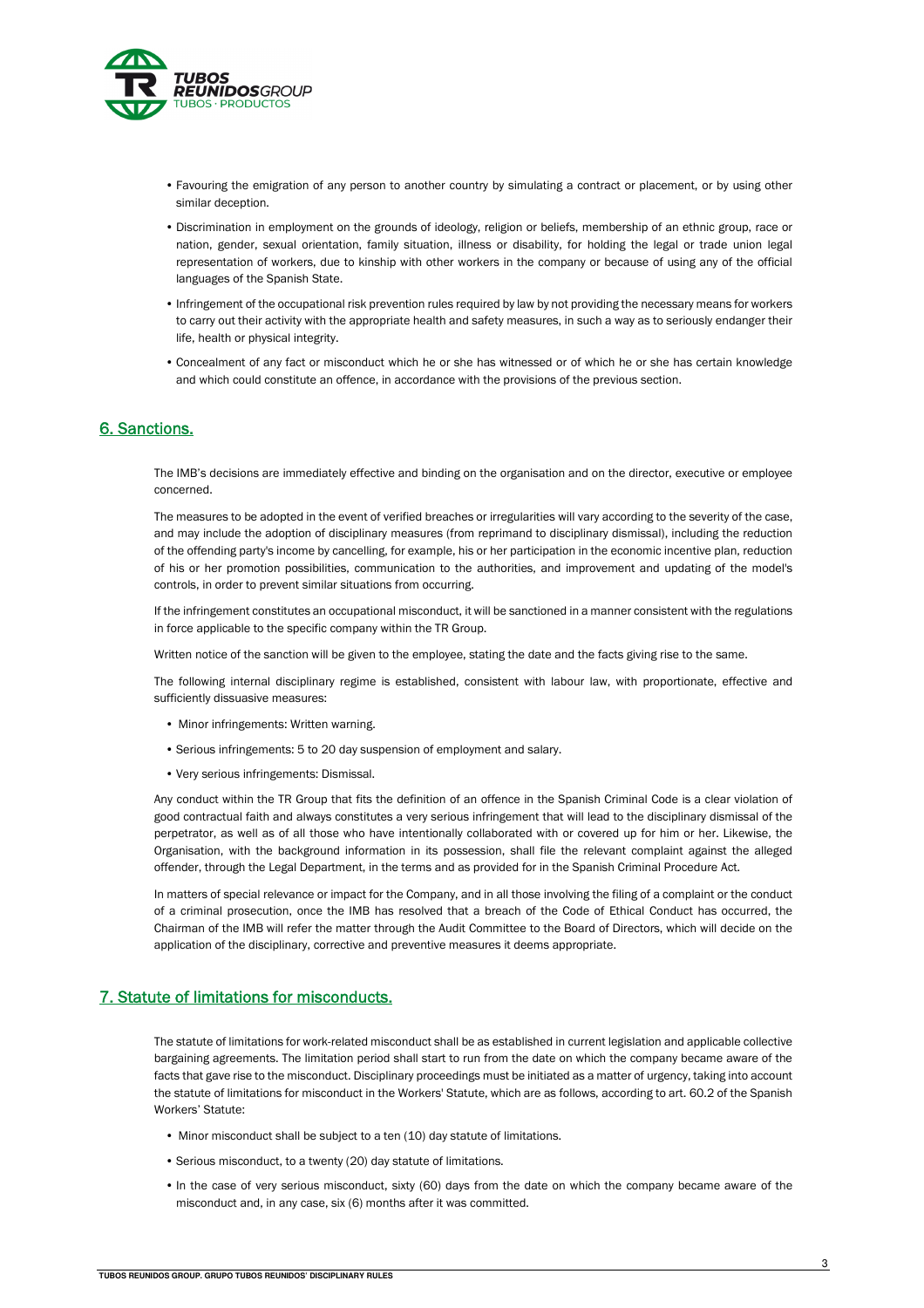- Favouring the emigration of any person to another country by simulating a contract or placement, or by using other similar deception.
- Discrimination in employment on the grounds of ideology, religion or beliefs, membership of an ethnic group, race or nation, gender, sexual orientation, family situation, illness or disability, for holding the legal or trade union legal representation of workers, due to kinship with other workers in the company or because of using any of the official languages of the Spanish State.
- Infringement of the occupational risk prevention rules required by law by not providing the necessary means for workers to carry out their activity with the appropriate health and safety measures, in such a way as to seriously endanger their life, health or physical integrity.
- Concealment of any fact or misconduct which he or she has witnessed or of which he or she has certain knowledge and which could constitute an offence, in accordance with the provisions of the previous section.

## 6. Sanctions.

The IMB's decisions are immediately effective and binding on the organisation and on the director, executive or employee concerned.

The measures to be adopted in the event of verified breaches or irregularities will vary according to the severity of the case, and may include the adoption of disciplinary measures (from reprimand to disciplinary dismissal), including the reduction of the offending party's income by cancelling, for example, his or her participation in the economic incentive plan, reduction of his or her promotion possibilities, communication to the authorities, and improvement and updating of the model's controls, in order to prevent similar situations from occurring.

If the infringement constitutes an occupational misconduct, it will be sanctioned in a manner consistent with the regulations in force applicable to the specific company within the TR Group.

Written notice of the sanction will be given to the employee, stating the date and the facts giving rise to the same.

The following internal disciplinary regime is established, consistent with labour law, with proportionate, effective and sufficiently dissuasive measures:

- Minor infringements: Written warning.
- Serious infringements: 5 to 20 day suspension of employment and salary.
- Very serious infringements: Dismissal.

Any conduct within the TR Group that fits the definition of an offence in the Spanish Criminal Code is a clear violation of good contractual faith and always constitutes a very serious infringement that will lead to the disciplinary dismissal of the perpetrator, as well as of all those who have intentionally collaborated with or covered up for him or her. Likewise, the Organisation, with the background information in its possession, shall file the relevant complaint against the alleged offender, through the Legal Department, in the terms and as provided for in the Spanish Criminal Procedure Act.

In matters of special relevance or impact for the Company, and in all those involving the filing of a complaint or the conduct of a criminal prosecution, once the IMB has resolved that a breach of the Code of Ethical Conduct has occurred, the Chairman of the IMB will refer the matter through the Audit Committee to the Board of Directors, which will decide on the application of the disciplinary, corrective and preventive measures it deems appropriate.

## 7. Statute of limitations for misconducts.

The statute of limitations for work-related misconduct shall be as established in current legislation and applicable collective bargaining agreements. The limitation period shall start to run from the date on which the company became aware of the facts that gave rise to the misconduct. Disciplinary proceedings must be initiated as a matter of urgency, taking into account the statute of limitations for misconduct in the Workers' Statute, which are as follows, according to art. 60.2 of the Spanish Workers' Statute:

- Minor misconduct shall be subject to a ten (10) day statute of limitations.
- Serious misconduct, to a twenty (20) day statute of limitations.
- In the case of very serious misconduct, sixty (60) days from the date on which the company became aware of the misconduct and, in any case, six (6) months after it was committed.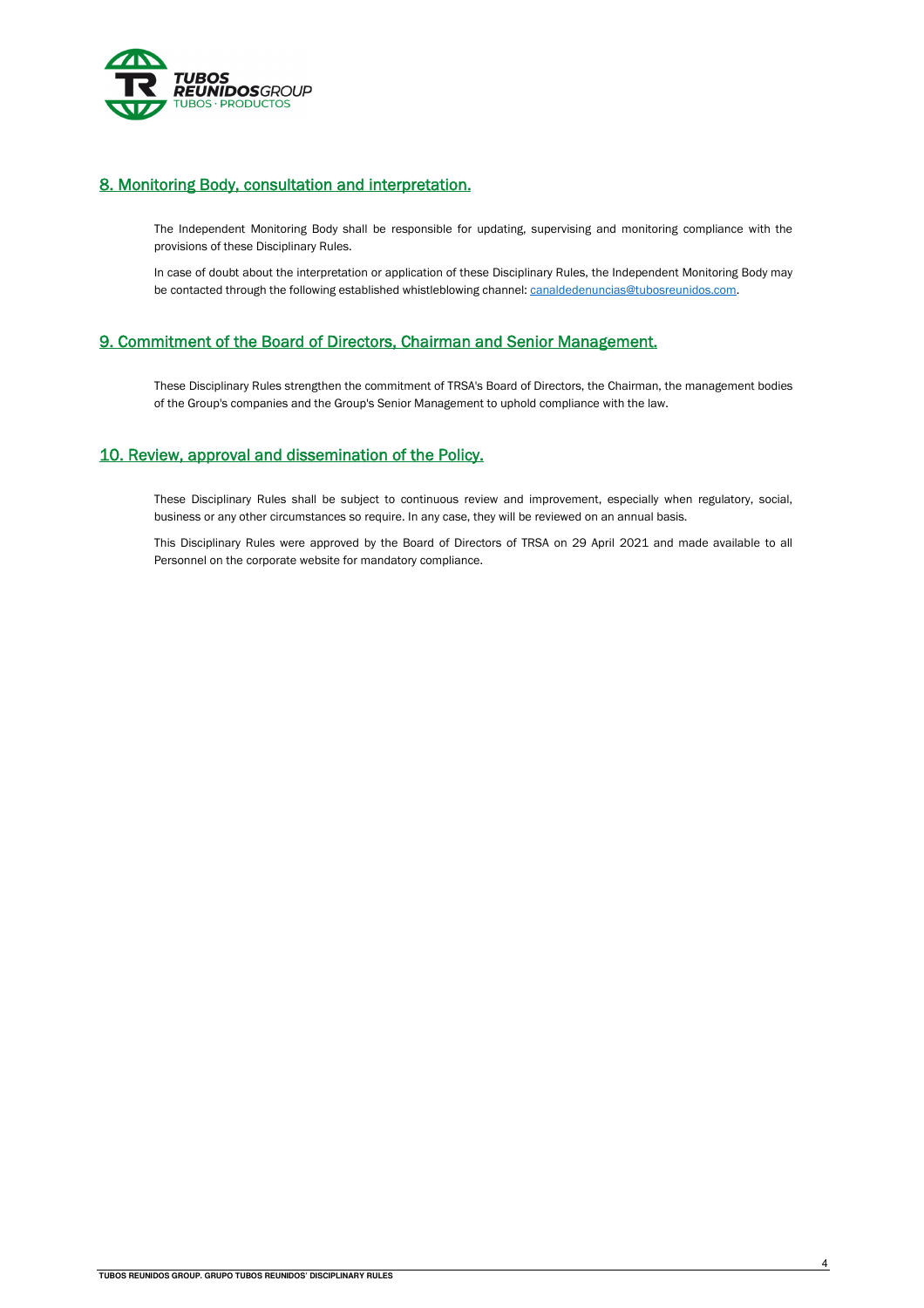## 8. Monitoring Body, consultation and interpretation.

The Independent Monitoring Body shall be responsible for updating, supervising and monitoring compliance with the provisions of these Disciplinary Rules.

In case of doubt about the interpretation or application of these Disciplinary Rules, the Independent Monitoring Body may be contacted through the following established whistleblowing channel: canaldedenuncias@tubosreunidos.com.

## 9. Commitment of the Board of Directors, Chairman and Senior Management.

These Disciplinary Rules strengthen the commitment of TRSA's Board of Directors, the Chairman, the management bodies of the Group's companies and the Group's Senior Management to uphold compliance with the law.

## 10. Review, approval and dissemination of the Policy.

These Disciplinary Rules shall be subject to continuous review and improvement, especially when regulatory, social, business or any other circumstances so require. In any case, they will be reviewed on an annual basis.

This Disciplinary Rules were approved by the Board of Directors of TRSA on 29 April 2021 and made available to all Personnel on the corporate website for mandatory compliance.